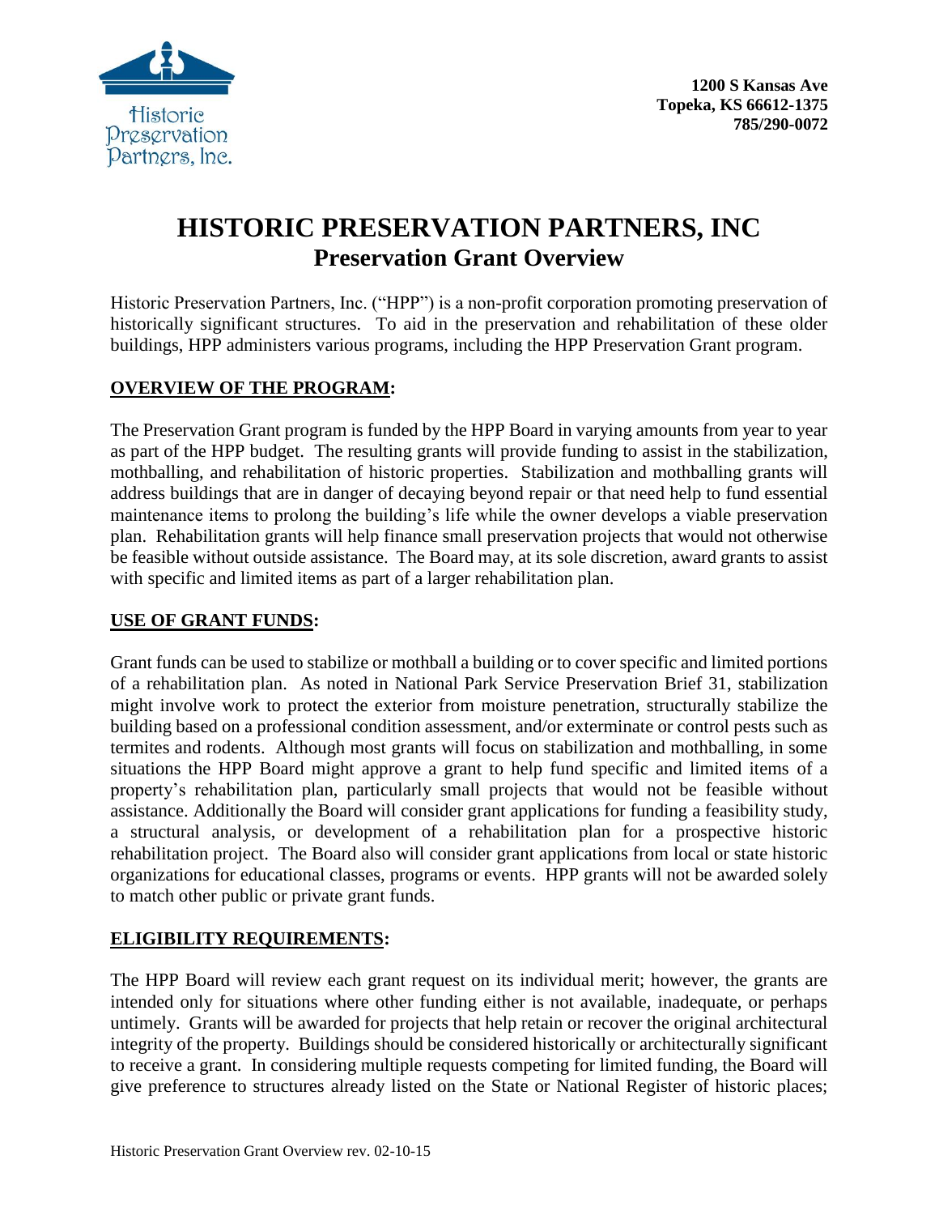Historic Preservation Partners, Inc.

**1200 S Kansas Ave**
**Topeka, KS 66612-1375**
**785/290-0072**

# HISTORIC PRESERVATION PARTNERS, INC
## Preservation Grant Overview

Historic Preservation Partners, Inc. ("HPP") is a non-profit corporation promoting preservation of historically significant structures. To aid in the preservation and rehabilitation of these older buildings, HPP administers various programs, including the HPP Preservation Grant program.

### OVERVIEW OF THE PROGRAM:

The Preservation Grant program is funded by the HPP Board in varying amounts from year to year as part of the HPP budget. The resulting grants will provide funding to assist in the stabilization, mothballing, and rehabilitation of historic properties. Stabilization and mothballing grants will address buildings that are in danger of decaying beyond repair or that need help to fund essential maintenance items to prolong the building's life while the owner develops a viable preservation plan. Rehabilitation grants will help finance small preservation projects that would not otherwise be feasible without outside assistance. The Board may, at its sole discretion, award grants to assist with specific and limited items as part of a larger rehabilitation plan.

### USE OF GRANT FUNDS:

Grant funds can be used to stabilize or mothball a building or to cover specific and limited portions of a rehabilitation plan. As noted in National Park Service Preservation Brief 31, stabilization might involve work to protect the exterior from moisture penetration, structurally stabilize the building based on a professional condition assessment, and/or exterminate or control pests such as termites and rodents. Although most grants will focus on stabilization and mothballing, in some situations the HPP Board might approve a grant to help fund specific and limited items of a property's rehabilitation plan, particularly small projects that would not be feasible without assistance. Additionally the Board will consider grant applications for funding a feasibility study, a structural analysis, or development of a rehabilitation plan for a prospective historic rehabilitation project. The Board also will consider grant applications from local or state historic organizations for educational classes, programs or events. HPP grants will not be awarded solely to match other public or private grant funds.

### ELIGIBILITY REQUIREMENTS:

The HPP Board will review each grant request on its individual merit; however, the grants are intended only for situations where other funding either is not available, inadequate, or perhaps untimely. Grants will be awarded for projects that help retain or recover the original architectural integrity of the property. Buildings should be considered historically or architecturally significant to receive a grant. In considering multiple requests competing for limited funding, the Board will give preference to structures already listed on the State or National Register of historic places;

Historic Preservation Grant Overview rev. 02-10-15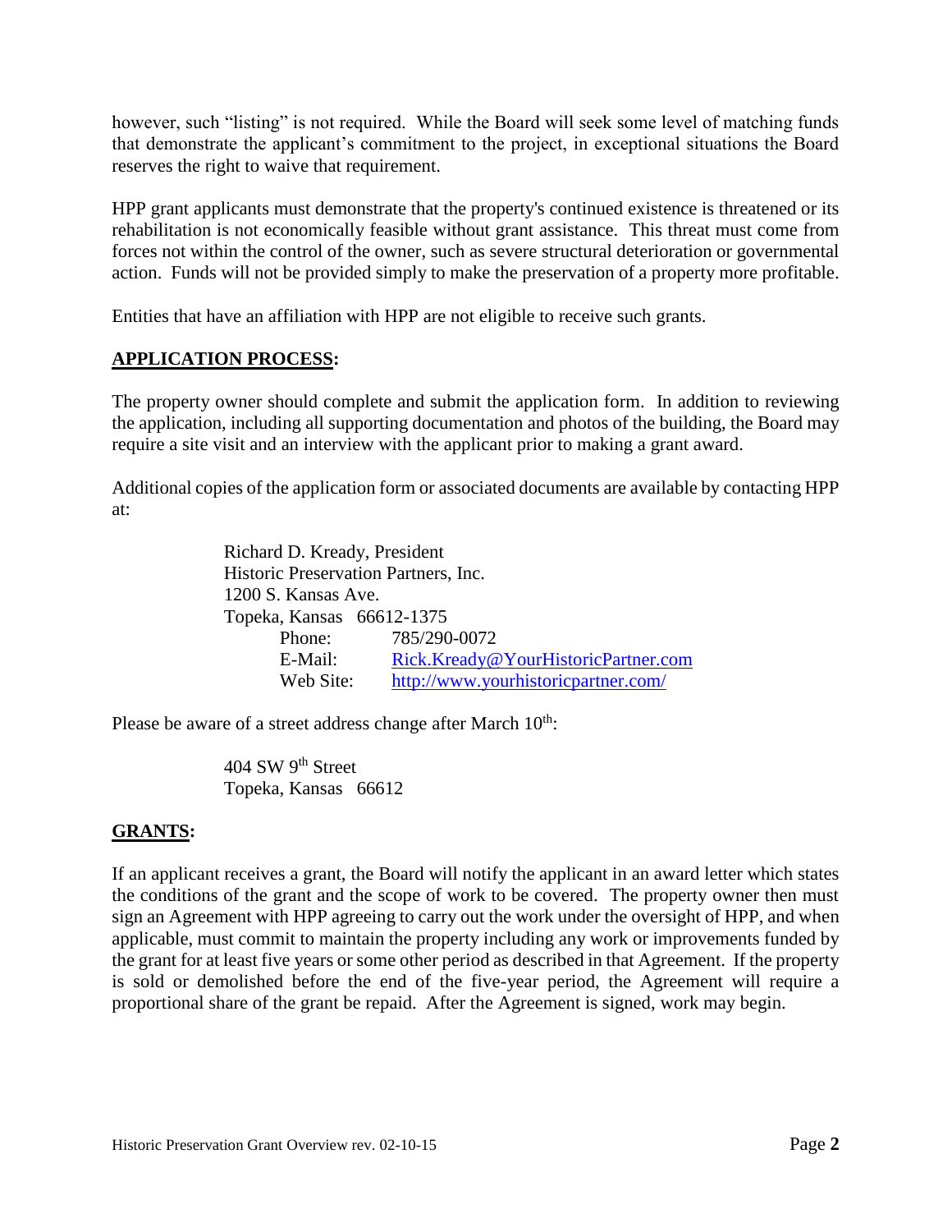however, such "listing" is not required. While the Board will seek some level of matching funds that demonstrate the applicant's commitment to the project, in exceptional situations the Board reserves the right to waive that requirement.

HPP grant applicants must demonstrate that the property's continued existence is threatened or its rehabilitation is not economically feasible without grant assistance. This threat must come from forces not within the control of the owner, such as severe structural deterioration or governmental action. Funds will not be provided simply to make the preservation of a property more profitable.

Entities that have an affiliation with HPP are not eligible to receive such grants.

## APPLICATION PROCESS:

The property owner should complete and submit the application form. In addition to reviewing the application, including all supporting documentation and photos of the building, the Board may require a site visit and an interview with the applicant prior to making a grant award.

Additional copies of the application form or associated documents are available by contacting HPP at:

Richard D. Kready, President
Historic Preservation Partners, Inc.
1200 S. Kansas Ave.
Topeka, Kansas 66612-1375
Phone: 785/290-0072
E-Mail: Rick.Kready@YourHistoricPartner.com
Web Site: http://www.yourhistoricpartner.com/

Please be aware of a street address change after March 10th:

404 SW 9th Street
Topeka, Kansas 66612

## GRANTS:

If an applicant receives a grant, the Board will notify the applicant in an award letter which states the conditions of the grant and the scope of work to be covered. The property owner then must sign an Agreement with HPP agreeing to carry out the work under the oversight of HPP, and when applicable, must commit to maintain the property including any work or improvements funded by the grant for at least five years or some other period as described in that Agreement. If the property is sold or demolished before the end of the five-year period, the Agreement will require a proportional share of the grant be repaid. After the Agreement is signed, work may begin.